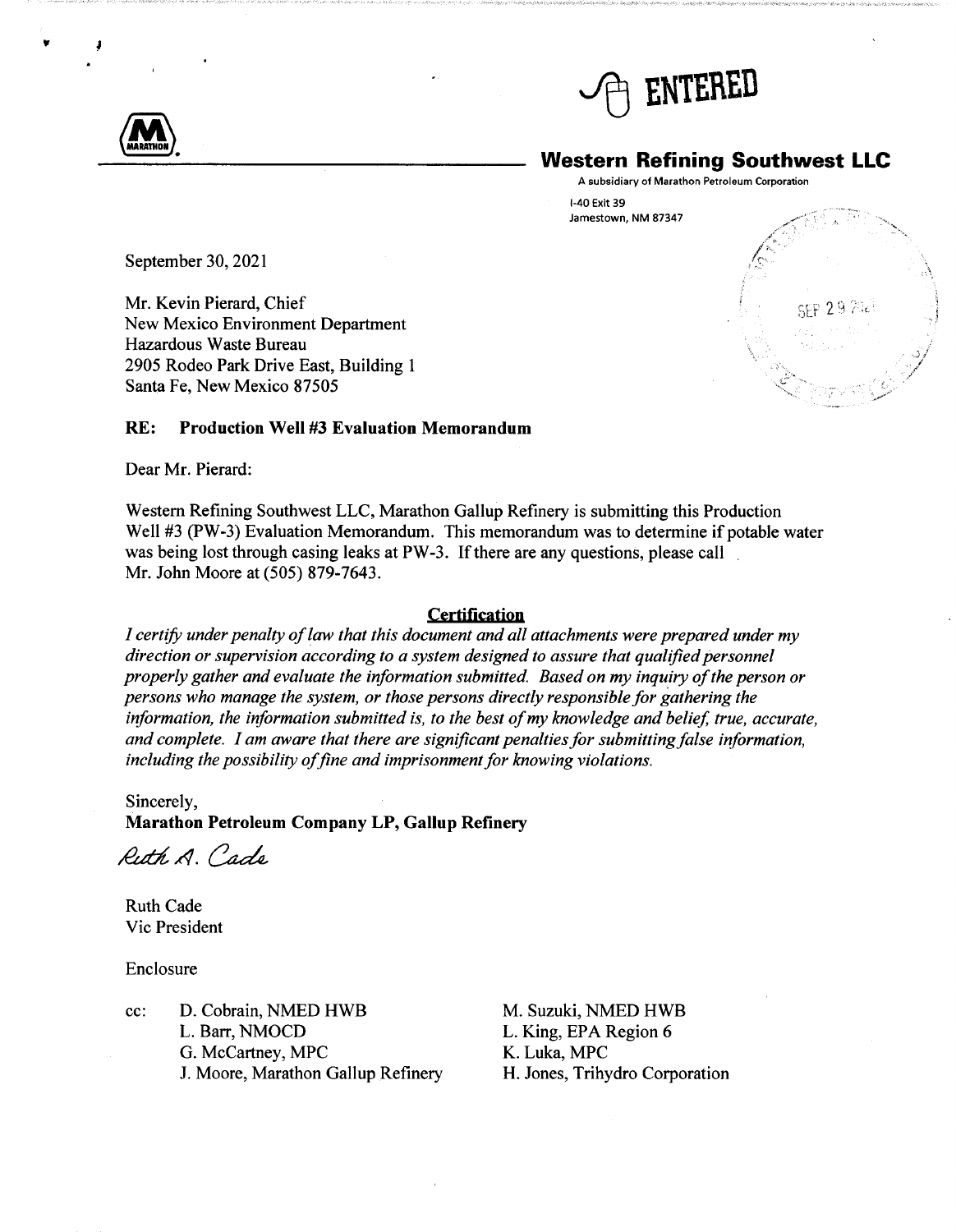ENTERED

**Western Refining Southwest LLC**

A subsidiary of Marathon Petroleum Corporation

I-40 Exit 39
Jamestown, NM 87347

SEP 29 2021

September 30, 2021

Mr. Kevin Pierard, Chief
New Mexico Environment Department
Hazardous Waste Bureau
2905 Rodeo Park Drive East, Building 1
Santa Fe, New Mexico 87505

**RE: Production Well #3 Evaluation Memorandum**

Dear Mr. Pierard:

Western Refining Southwest LLC, Marathon Gallup Refinery is submitting this Production Well #3 (PW-3) Evaluation Memorandum. This memorandum was to determine if potable water was being lost through casing leaks at PW-3. If there are any questions, please call Mr. John Moore at (505) 879-7643.

**Certification**

*I certify under penalty of law that this document and all attachments were prepared under my direction or supervision according to a system designed to assure that qualified personnel properly gather and evaluate the information submitted. Based on my inquiry of the person or persons who manage the system, or those persons directly responsible for gathering the information, the information submitted is, to the best of my knowledge and belief, true, accurate, and complete. I am aware that there are significant penalties for submitting false information, including the possibility of fine and imprisonment for knowing violations.*

Sincerely,
**Marathon Petroleum Company LP, Gallup Refinery**

Ruth A. Cade

Ruth Cade
Vic President

Enclosure

cc:
D. Cobrain, NMED HWB
L. Barr, NMOCD
G. McCartney, MPC
J. Moore, Marathon Gallup Refinery
M. Suzuki, NMED HWB
L. King, EPA Region 6
K. Luka, MPC
H. Jones, Trihydro Corporation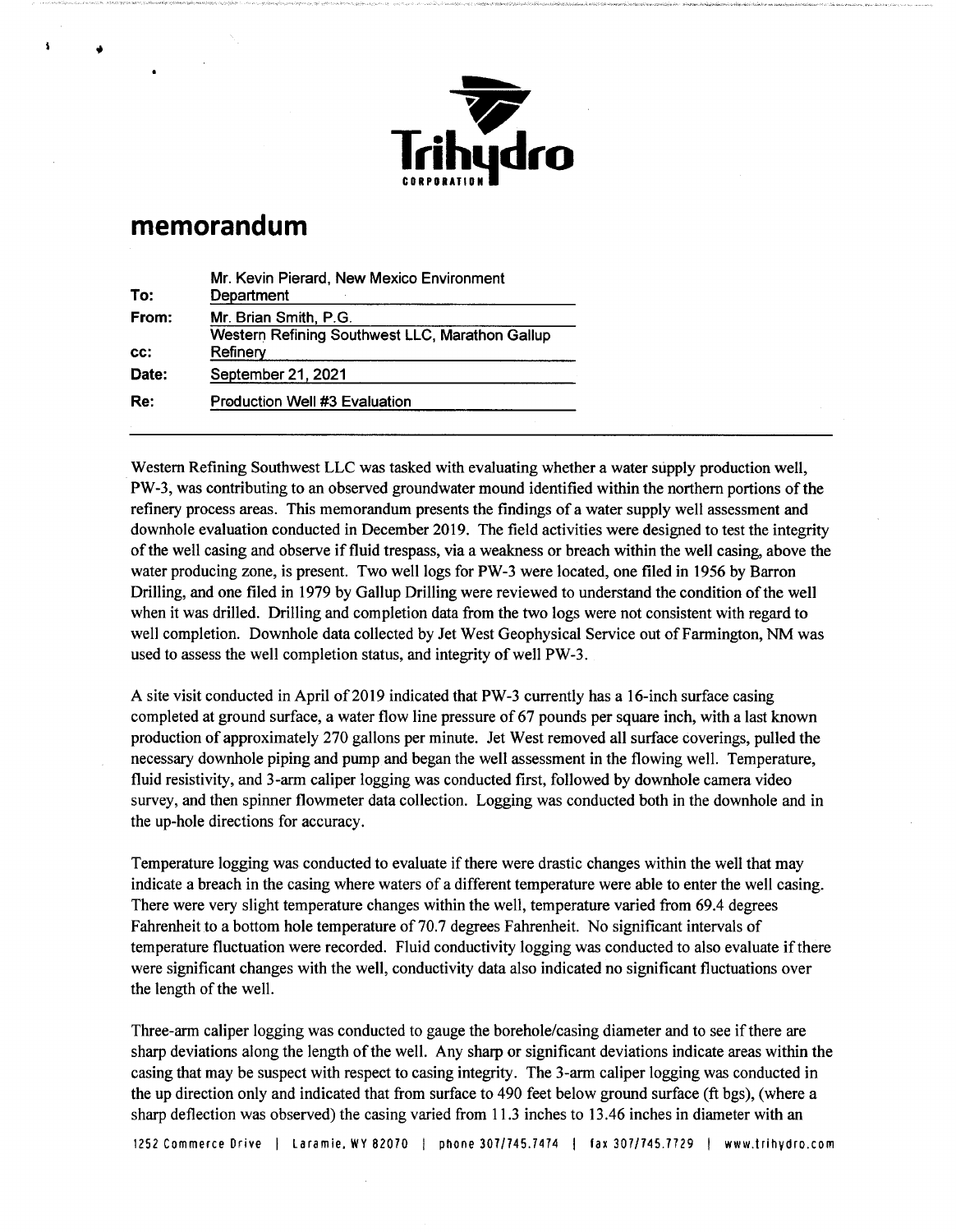Trihydro CORPORATION

# memorandum

| | |
|---|---|
| **To:** | Mr. Kevin Pierard, New Mexico Environment Department |
| **From:** | Mr. Brian Smith, P.G. |
| **cc:** | Western Refining Southwest LLC, Marathon Gallup Refinery |
| **Date:** | September 21, 2021 |
| **Re:** | Production Well #3 Evaluation |

---

Western Refining Southwest LLC was tasked with evaluating whether a water supply production well, PW-3, was contributing to an observed groundwater mound identified within the northern portions of the refinery process areas. This memorandum presents the findings of a water supply well assessment and downhole evaluation conducted in December 2019. The field activities were designed to test the integrity of the well casing and observe if fluid trespass, via a weakness or breach within the well casing, above the water producing zone, is present. Two well logs for PW-3 were located, one filed in 1956 by Barron Drilling, and one filed in 1979 by Gallup Drilling were reviewed to understand the condition of the well when it was drilled. Drilling and completion data from the two logs were not consistent with regard to well completion. Downhole data collected by Jet West Geophysical Service out of Farmington, NM was used to assess the well completion status, and integrity of well PW-3.

A site visit conducted in April of 2019 indicated that PW-3 currently has a 16-inch surface casing completed at ground surface, a water flow line pressure of 67 pounds per square inch, with a last known production of approximately 270 gallons per minute. Jet West removed all surface coverings, pulled the necessary downhole piping and pump and began the well assessment in the flowing well. Temperature, fluid resistivity, and 3-arm caliper logging was conducted first, followed by downhole camera video survey, and then spinner flowmeter data collection. Logging was conducted both in the downhole and in the up-hole directions for accuracy.

Temperature logging was conducted to evaluate if there were drastic changes within the well that may indicate a breach in the casing where waters of a different temperature were able to enter the well casing. There were very slight temperature changes within the well, temperature varied from 69.4 degrees Fahrenheit to a bottom hole temperature of 70.7 degrees Fahrenheit. No significant intervals of temperature fluctuation were recorded. Fluid conductivity logging was conducted to also evaluate if there were significant changes with the well, conductivity data also indicated no significant fluctuations over the length of the well.

Three-arm caliper logging was conducted to gauge the borehole/casing diameter and to see if there are sharp deviations along the length of the well. Any sharp or significant deviations indicate areas within the casing that may be suspect with respect to casing integrity. The 3-arm caliper logging was conducted in the up direction only and indicated that from surface to 490 feet below ground surface (ft bgs), (where a sharp deflection was observed) the casing varied from 11.3 inches to 13.46 inches in diameter with an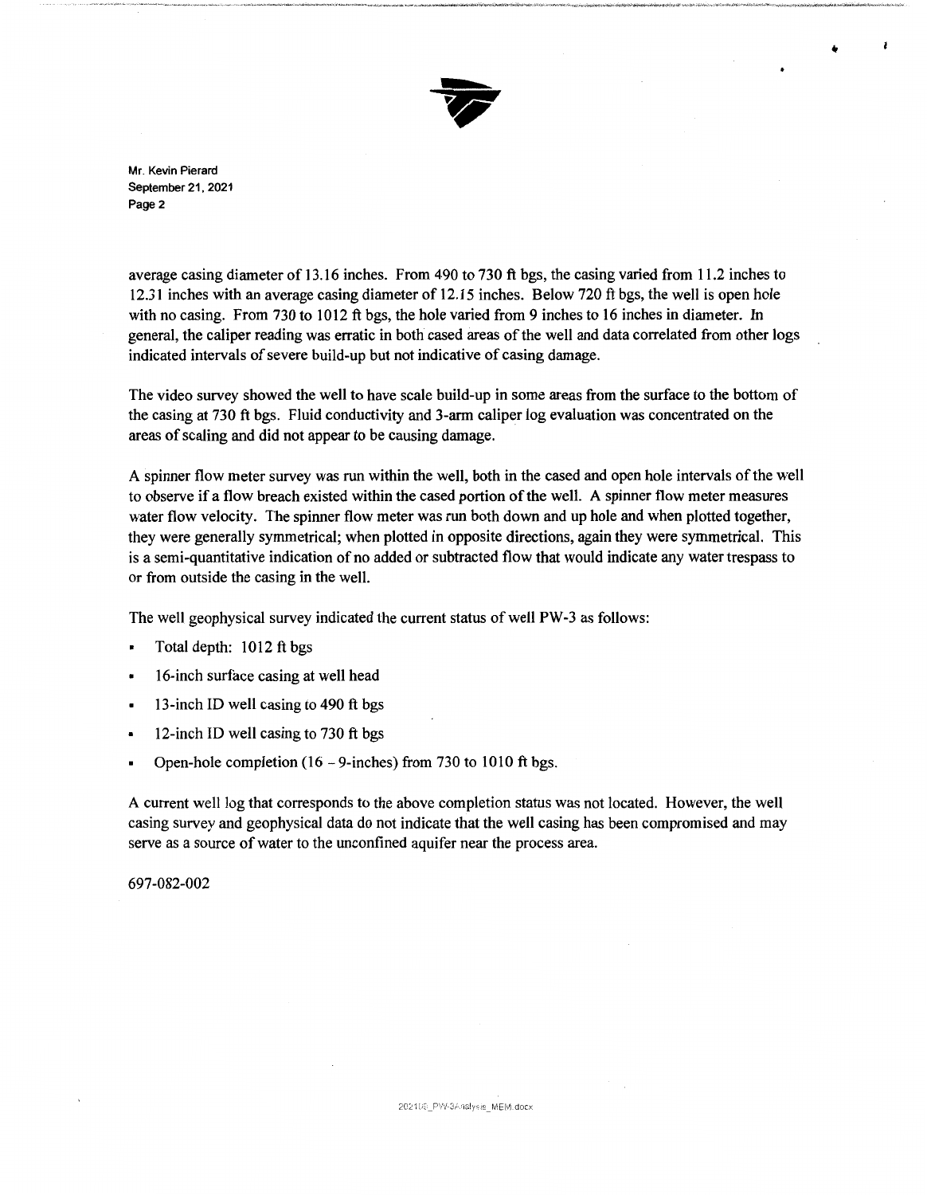Mr. Kevin Pierard
September 21, 2021
Page 2

average casing diameter of 13.16 inches. From 490 to 730 ft bgs, the casing varied from 11.2 inches to 12.31 inches with an average casing diameter of 12.15 inches. Below 720 ft bgs, the well is open hole with no casing. From 730 to 1012 ft bgs, the hole varied from 9 inches to 16 inches in diameter. In general, the caliper reading was erratic in both cased areas of the well and data correlated from other logs indicated intervals of severe build-up but not indicative of casing damage.

The video survey showed the well to have scale build-up in some areas from the surface to the bottom of the casing at 730 ft bgs. Fluid conductivity and 3-arm caliper log evaluation was concentrated on the areas of scaling and did not appear to be causing damage.

A spinner flow meter survey was run within the well, both in the cased and open hole intervals of the well to observe if a flow breach existed within the cased portion of the well. A spinner flow meter measures water flow velocity. The spinner flow meter was run both down and up hole and when plotted together, they were generally symmetrical; when plotted in opposite directions, again they were symmetrical. This is a semi-quantitative indication of no added or subtracted flow that would indicate any water trespass to or from outside the casing in the well.

The well geophysical survey indicated the current status of well PW-3 as follows:

- Total depth: 1012 ft bgs
- 16-inch surface casing at well head
- 13-inch ID well casing to 490 ft bgs
- 12-inch ID well casing to 730 ft bgs
- Open-hole completion (16 – 9-inches) from 730 to 1010 ft bgs.

A current well log that corresponds to the above completion status was not located. However, the well casing survey and geophysical data do not indicate that the well casing has been compromised and may serve as a source of water to the unconfined aquifer near the process area.

697-082-002